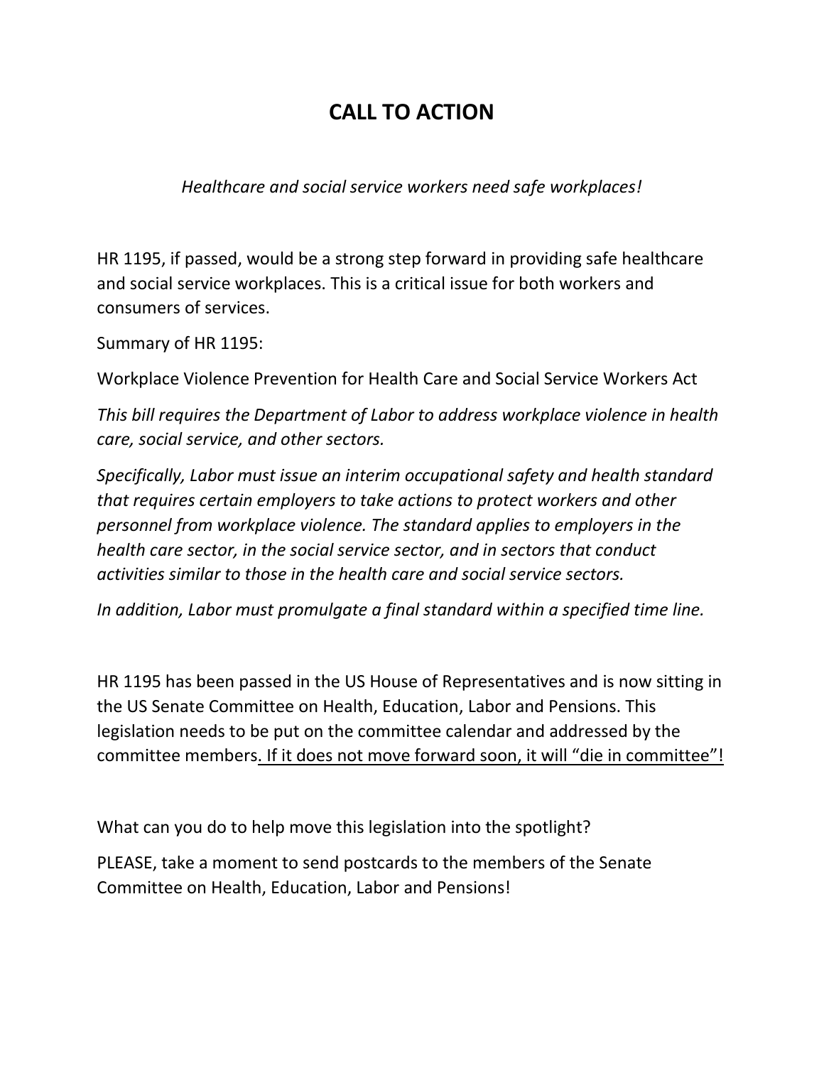# CALL TO ACTION

*Healthcare and social service workers need safe workplaces!*

HR 1195, if passed, would be a strong step forward in providing safe healthcare and social service workplaces. This is a critical issue for both workers and consumers of services.

Summary of HR 1195:

Workplace Violence Prevention for Health Care and Social Service Workers Act

*This bill requires the Department of Labor to address workplace violence in health care, social service, and other sectors.*

*Specifically, Labor must issue an interim occupational safety and health standard that requires certain employers to take actions to protect workers and other personnel from workplace violence. The standard applies to employers in the health care sector, in the social service sector, and in sectors that conduct activities similar to those in the health care and social service sectors.*

*In addition, Labor must promulgate a final standard within a specified time line.*

HR 1195 has been passed in the US House of Representatives and is now sitting in the US Senate Committee on Health, Education, Labor and Pensions. This legislation needs to be put on the committee calendar and addressed by the committee members<u>. If it does not move forward soon, it will "die in committee"!</u>

What can you do to help move this legislation into the spotlight?

PLEASE, take a moment to send postcards to the members of the Senate Committee on Health, Education, Labor and Pensions!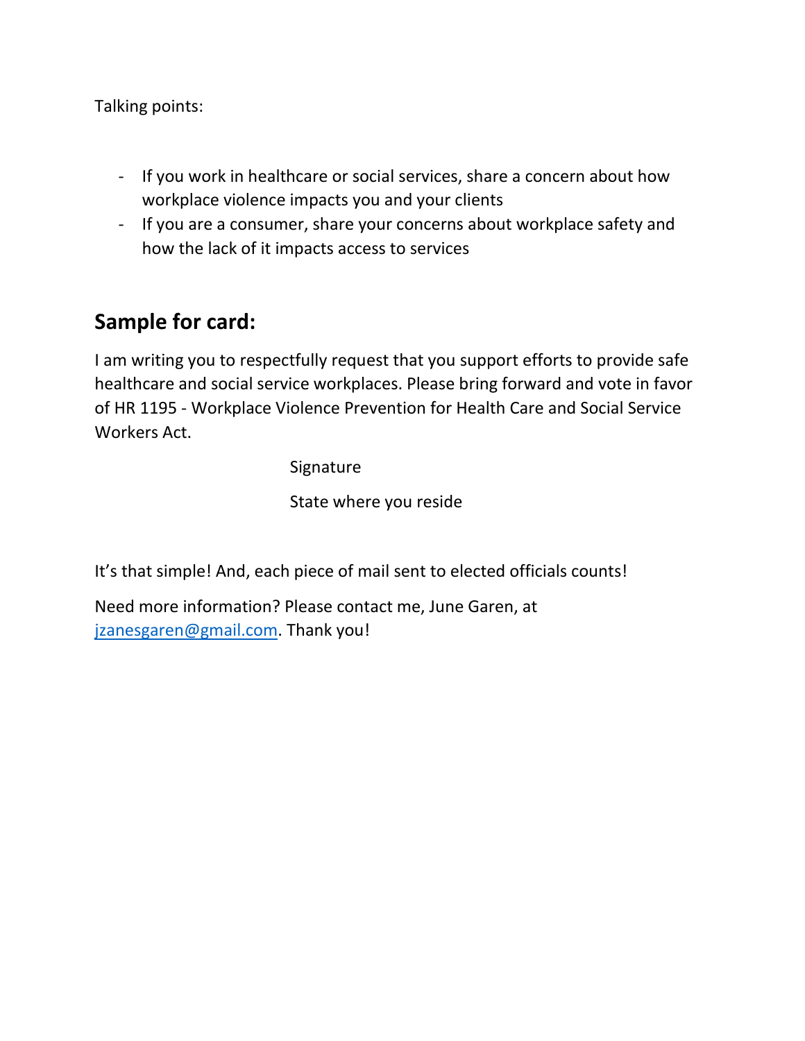Talking points:

- If you work in healthcare or social services, share a concern about how workplace violence impacts you and your clients
- If you are a consumer, share your concerns about workplace safety and how the lack of it impacts access to services

## Sample for card:

I am writing you to respectfully request that you support efforts to provide safe healthcare and social service workplaces. Please bring forward and vote in favor of HR 1195 - Workplace Violence Prevention for Health Care and Social Service Workers Act.

Signature

State where you reside

It's that simple! And, each piece of mail sent to elected officials counts!

Need more information? Please contact me, June Garen, at jzanesgaren@gmail.com. Thank you!